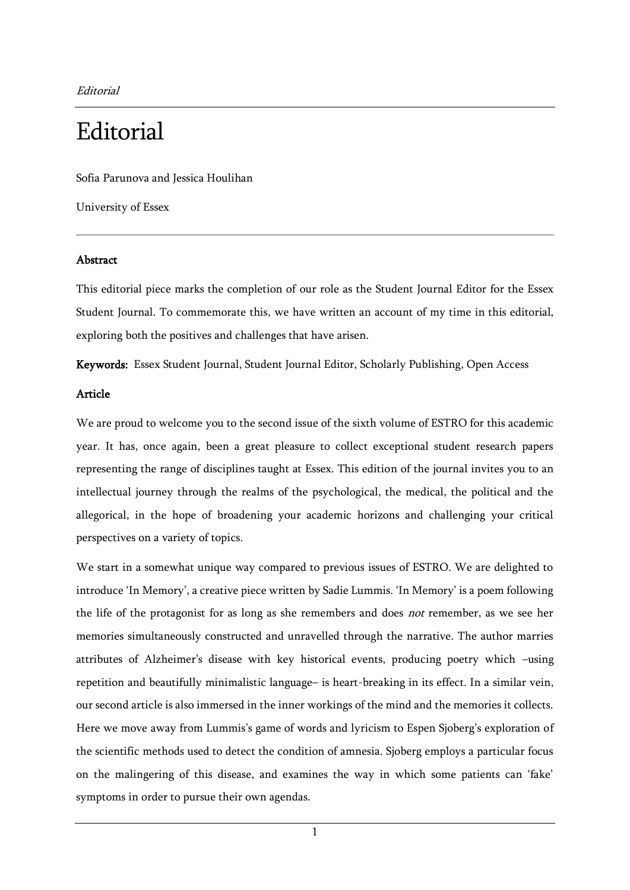// Editorial (running header omitted)

# Editorial

Sofia Parunova and Jessica Houlihan

University of Essex

## Abstract

This editorial piece marks the completion of our role as the Student Journal Editor for the Essex Student Journal. To commemorate this, we have written an account of my time in this editorial, exploring both the positives and challenges that have arisen.

**Keywords:** Essex Student Journal, Student Journal Editor, Scholarly Publishing, Open Access

## Article

We are proud to welcome you to the second issue of the sixth volume of ESTRO for this academic year. It has, once again, been a great pleasure to collect exceptional student research papers representing the range of disciplines taught at Essex. This edition of the journal invites you to an intellectual journey through the realms of the psychological, the medical, the political and the allegorical, in the hope of broadening your academic horizons and challenging your critical perspectives on a variety of topics.

We start in a somewhat unique way compared to previous issues of ESTRO. We are delighted to introduce 'In Memory', a creative piece written by Sadie Lummis. 'In Memory' is a poem following the life of the protagonist for as long as she remembers and does *not* remember, as we see her memories simultaneously constructed and unravelled through the narrative. The author marries attributes of Alzheimer's disease with key historical events, producing poetry which –using repetition and beautifully minimalistic language– is heart-breaking in its effect. In a similar vein, our second article is also immersed in the inner workings of the mind and the memories it collects. Here we move away from Lummis's game of words and lyricism to Espen Sjoberg's exploration of the scientific methods used to detect the condition of amnesia. Sjoberg employs a particular focus on the malingering of this disease, and examines the way in which some patients can 'fake' symptoms in order to pursue their own agendas.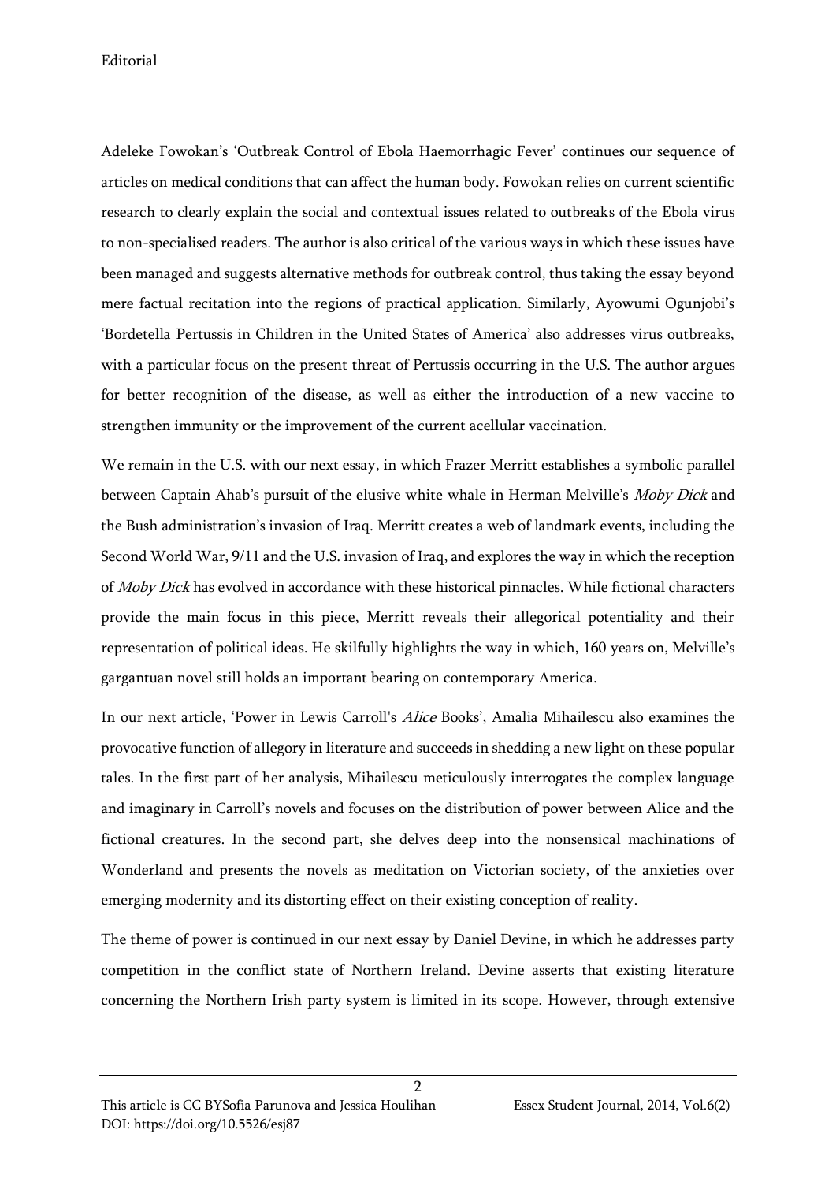Adeleke Fowokan's 'Outbreak Control of Ebola Haemorrhagic Fever' continues our sequence of articles on medical conditions that can affect the human body. Fowokan relies on current scientific research to clearly explain the social and contextual issues related to outbreaks of the Ebola virus to non-specialised readers. The author is also critical of the various ways in which these issues have been managed and suggests alternative methods for outbreak control, thus taking the essay beyond mere factual recitation into the regions of practical application. Similarly, Ayowumi Ogunjobi's 'Bordetella Pertussis in Children in the United States of America' also addresses virus outbreaks, with a particular focus on the present threat of Pertussis occurring in the U.S. The author argues for better recognition of the disease, as well as either the introduction of a new vaccine to strengthen immunity or the improvement of the current acellular vaccination.

We remain in the U.S. with our next essay, in which Frazer Merritt establishes a symbolic parallel between Captain Ahab's pursuit of the elusive white whale in Herman Melville's *Moby Dick* and the Bush administration's invasion of Iraq. Merritt creates a web of landmark events, including the Second World War, 9/11 and the U.S. invasion of Iraq, and explores the way in which the reception of *Moby Dick* has evolved in accordance with these historical pinnacles. While fictional characters provide the main focus in this piece, Merritt reveals their allegorical potentiality and their representation of political ideas. He skilfully highlights the way in which, 160 years on, Melville's gargantuan novel still holds an important bearing on contemporary America.

In our next article, 'Power in Lewis Carroll's *Alice* Books', Amalia Mihailescu also examines the provocative function of allegory in literature and succeeds in shedding a new light on these popular tales. In the first part of her analysis, Mihailescu meticulously interrogates the complex language and imaginary in Carroll's novels and focuses on the distribution of power between Alice and the fictional creatures. In the second part, she delves deep into the nonsensical machinations of Wonderland and presents the novels as meditation on Victorian society, of the anxieties over emerging modernity and its distorting effect on their existing conception of reality.

The theme of power is continued in our next essay by Daniel Devine, in which he addresses party competition in the conflict state of Northern Ireland. Devine asserts that existing literature concerning the Northern Irish party system is limited in its scope. However, through extensive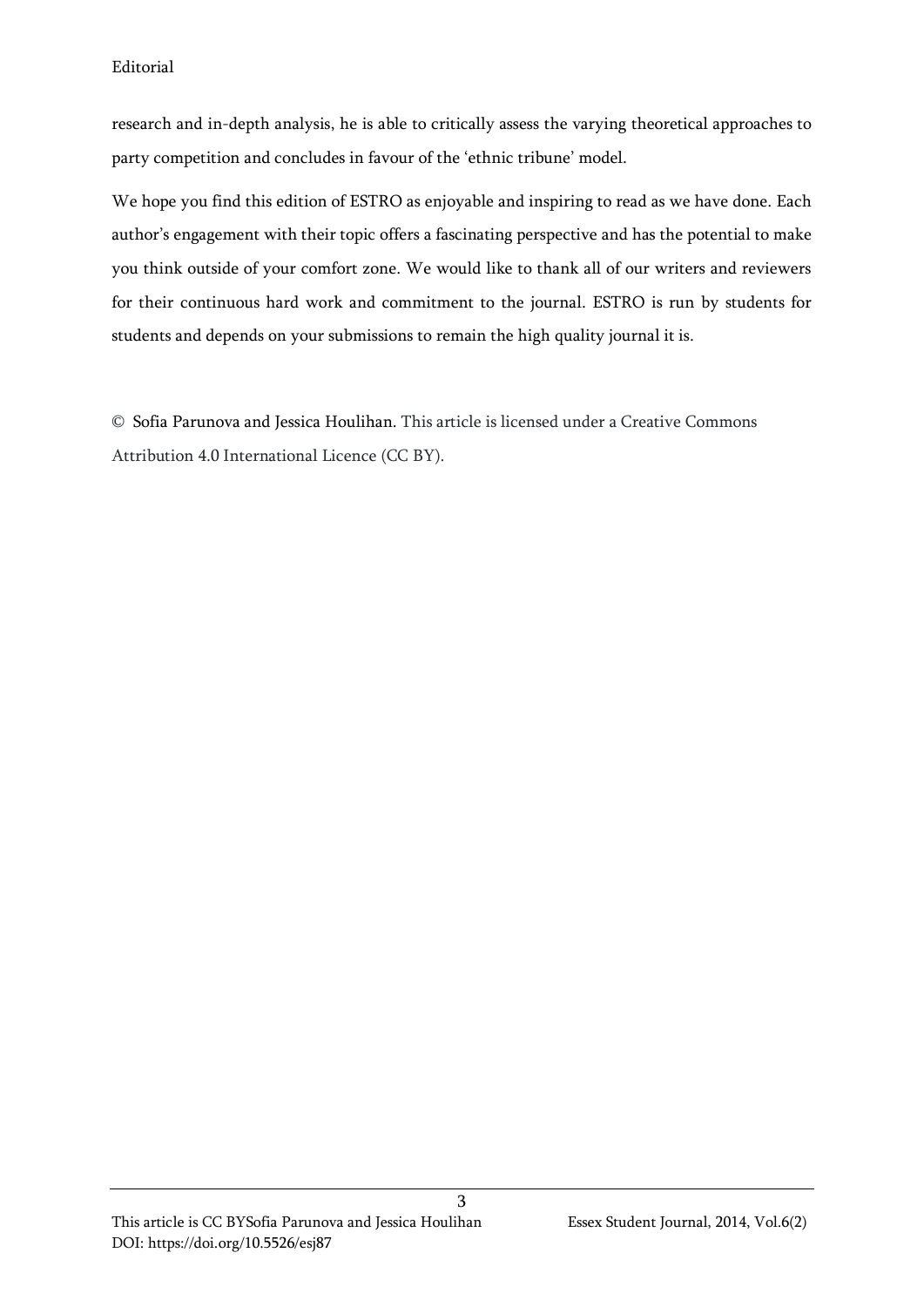research and in-depth analysis, he is able to critically assess the varying theoretical approaches to party competition and concludes in favour of the 'ethnic tribune' model.

We hope you find this edition of ESTRO as enjoyable and inspiring to read as we have done. Each author's engagement with their topic offers a fascinating perspective and has the potential to make you think outside of your comfort zone. We would like to thank all of our writers and reviewers for their continuous hard work and commitment to the journal. ESTRO is run by students for students and depends on your submissions to remain the high quality journal it is.

© Sofia Parunova and Jessica Houlihan. This article is licensed under a Creative Commons Attribution 4.0 International Licence (CC BY).